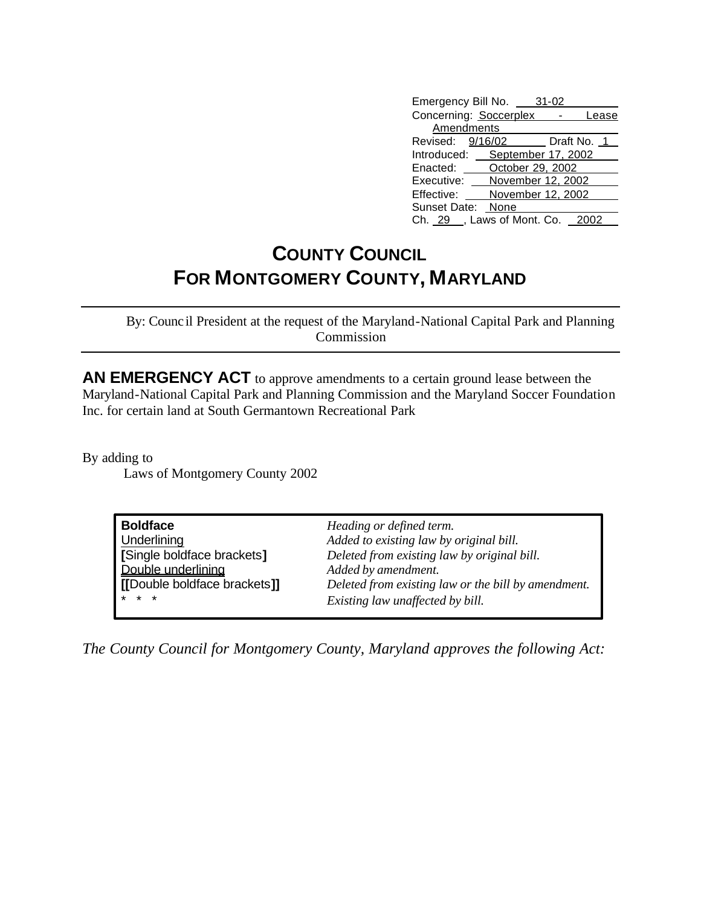Emergency Bill No. 31-02
Concerning: Soccerplex - Lease Amendments
Revised: 9/16/02 Draft No. 1
Introduced: September 17, 2002
Enacted: October 29, 2002
Executive: November 12, 2002
Effective: November 12, 2002
Sunset Date: None
Ch. 29, Laws of Mont. Co. 2002

# COUNTY COUNCIL FOR MONTGOMERY COUNTY, MARYLAND

By: Council President at the request of the Maryland-National Capital Park and Planning Commission

**AN EMERGENCY ACT** to approve amendments to a certain ground lease between the Maryland-National Capital Park and Planning Commission and the Maryland Soccer Foundation Inc. for certain land at South Germantown Recreational Park

By adding to
Laws of Montgomery County 2002

| | |
|---|---|
| **Boldface** | *Heading or defined term.* |
| Underlining | *Added to existing law by original bill.* |
| **[**Single boldface brackets**]** | *Deleted from existing law by original bill.* |
| Double underlining | *Added by amendment.* |
| **[[**Double boldface brackets**]]** | *Deleted from existing law or the bill by amendment.* |
| * * * | *Existing law unaffected by bill.* |

*The County Council for Montgomery County, Maryland approves the following Act:*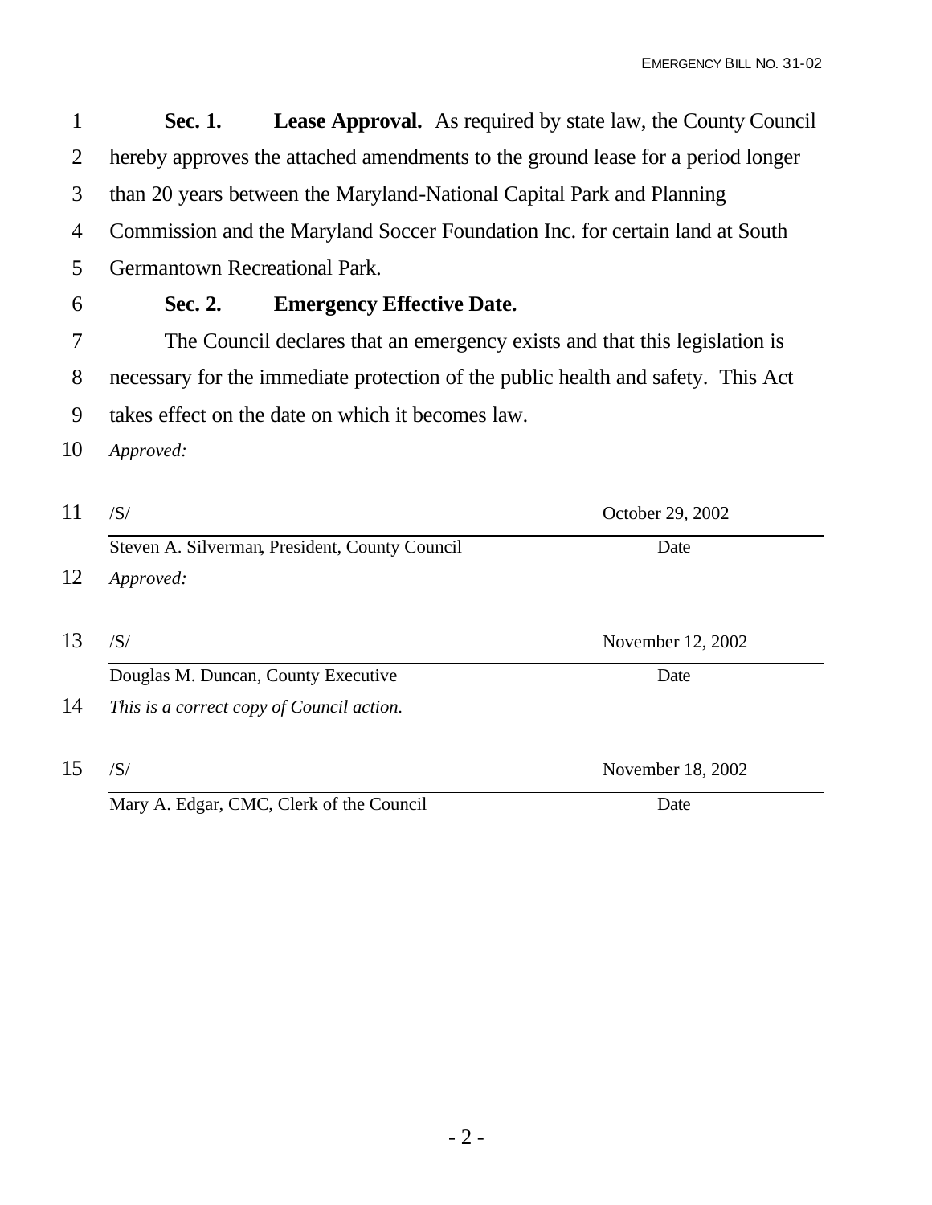**Sec. 1. Lease Approval.** As required by state law, the County Council hereby approves the attached amendments to the ground lease for a period longer than 20 years between the Maryland-National Capital Park and Planning Commission and the Maryland Soccer Foundation Inc. for certain land at South Germantown Recreational Park.

**Sec. 2. Emergency Effective Date.**

The Council declares that an emergency exists and that this legislation is necessary for the immediate protection of the public health and safety. This Act takes effect on the date on which it becomes law.

*Approved:*

/S/ October 29, 2002

Steven A. Silverman, President, County Council — Date

*Approved:*

/S/ November 12, 2002

Douglas M. Duncan, County Executive — Date

*This is a correct copy of Council action.*

/S/ November 18, 2002

Mary A. Edgar, CMC, Clerk of the Council — Date